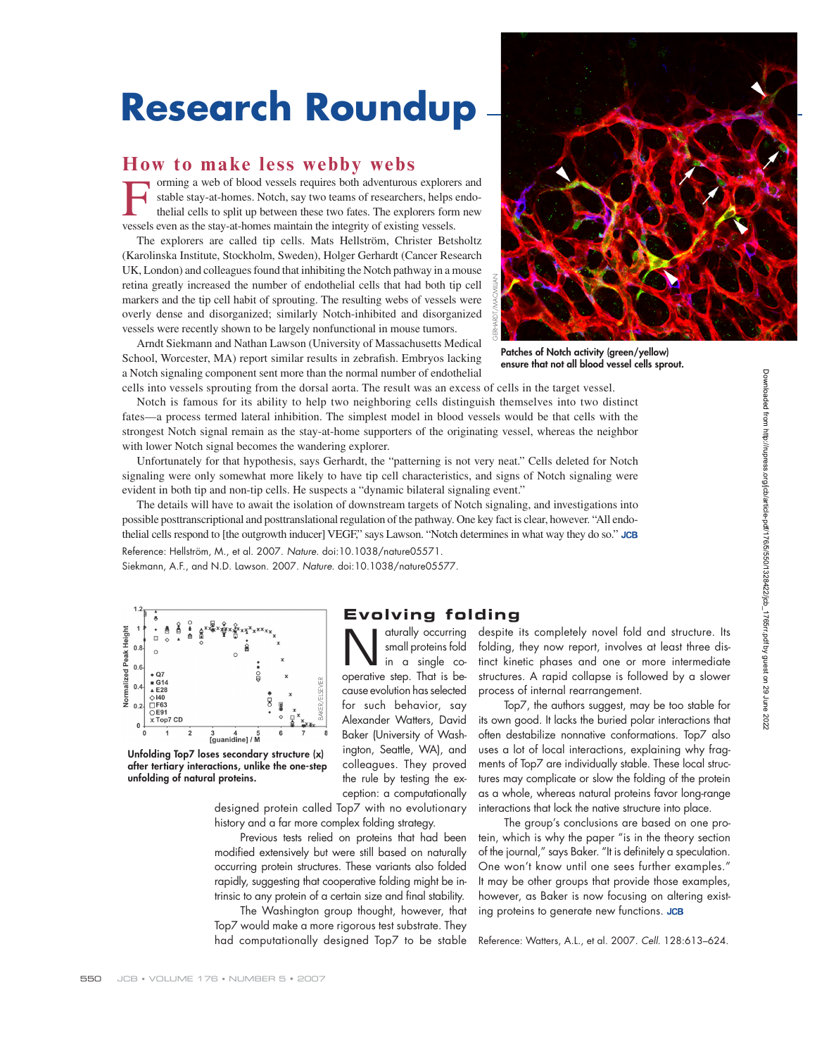# Research Roundup

## How to make less webby webs

Forming a web of blood vessels requires both adventurous explorers and stable stay-at-homes. Notch, say two teams of researchers, helps endothelial cells to split up between these two fates. The explorers form new vessels even as the stay-at-homes maintain the integrity of existing vessels.

The explorers are called tip cells. Mats Hellström, Christer Betsholtz (Karolinska Institute, Stockholm, Sweden), Holger Gerhardt (Cancer Research UK, London) and colleagues found that inhibiting the Notch pathway in a mouse retina greatly increased the number of endothelial cells that had both tip cell markers and the tip cell habit of sprouting. The resulting webs of vessels were overly dense and disorganized; similarly Notch-inhibited and disorganized vessels were recently shown to be largely nonfunctional in mouse tumors.

Arndt Siekmann and Nathan Lawson (University of Massachusetts Medical School, Worcester, MA) report similar results in zebrafish. Embryos lacking a Notch signaling component sent more than the normal number of endothelial cells into vessels sprouting from the dorsal aorta. The result was an excess of cells in the target vessel.

GERHARDT/MACMILLAN

**Patches of Notch activity (green/yellow) ensure that not all blood vessel cells sprout.**

Notch is famous for its ability to help two neighboring cells distinguish themselves into two distinct fates—a process termed lateral inhibition. The simplest model in blood vessels would be that cells with the strongest Notch signal remain as the stay-at-home supporters of the originating vessel, whereas the neighbor with lower Notch signal becomes the wandering explorer.

Unfortunately for that hypothesis, says Gerhardt, the "patterning is not very neat." Cells deleted for Notch signaling were only somewhat more likely to have tip cell characteristics, and signs of Notch signaling were evident in both tip and non-tip cells. He suspects a "dynamic bilateral signaling event."

The details will have to await the isolation of downstream targets of Notch signaling, and investigations into possible posttranscriptional and posttranslational regulation of the pathway. One key fact is clear, however. "All endothelial cells respond to [the outgrowth inducer] VEGF," says Lawson. "Notch determines in what way they do so." **JCB**

Reference: Hellström, M., et al. 2007. *Nature.* doi:10.1038/nature05571.
Siekmann, A.F., and N.D. Lawson. 2007. *Nature.* doi:10.1038/nature05577.

## Evolving folding

Normalized Peak Height
1.2
1
0.8
0.6
0.4
0.2
0
0 1 2 3 4 5 6 7 8
[guanidine] / M
Q7
G14
E28
I40
F63
E91
Top7 CD
BAKER/ELSEVIER

**Unfolding Top7 loses secondary structure (x) after tertiary interactions, unlike the one-step unfolding of natural proteins.**

Naturally occurring small proteins fold in a single cooperative step. That is because evolution has selected for such behavior, say Alexander Watters, David Baker (University of Washington, Seattle, WA), and colleagues. They proved the rule by testing the exception: a computationally designed protein called Top7 with no evolutionary history and a far more complex folding strategy.

Previous tests relied on proteins that had been modified extensively but were still based on naturally occurring protein structures. These variants also folded rapidly, suggesting that cooperative folding might be intrinsic to any protein of a certain size and final stability.

The Washington group thought, however, that Top7 would make a more rigorous test substrate. They had computationally designed Top7 to be stable despite its completely novel fold and structure. Its folding, they now report, involves at least three distinct kinetic phases and one or more intermediate structures. A rapid collapse is followed by a slower process of internal rearrangement.

Top7, the authors suggest, may be too stable for its own good. It lacks the buried polar interactions that often destabilize nonnative conformations. Top7 also uses a lot of local interactions, explaining why fragments of Top7 are individually stable. These local structures may complicate or slow the folding of the protein as a whole, whereas natural proteins favor long-range interactions that lock the native structure into place.

The group's conclusions are based on one protein, which is why the paper "is in the theory section of the journal," says Baker. "It is definitely a speculation. One won't know until one sees further examples." It may be other groups that provide those examples, however, as Baker is now focusing on altering existing proteins to generate new functions. **JCB**

Reference: Watters, A.L., et al. 2007. *Cell.* 128:613–624.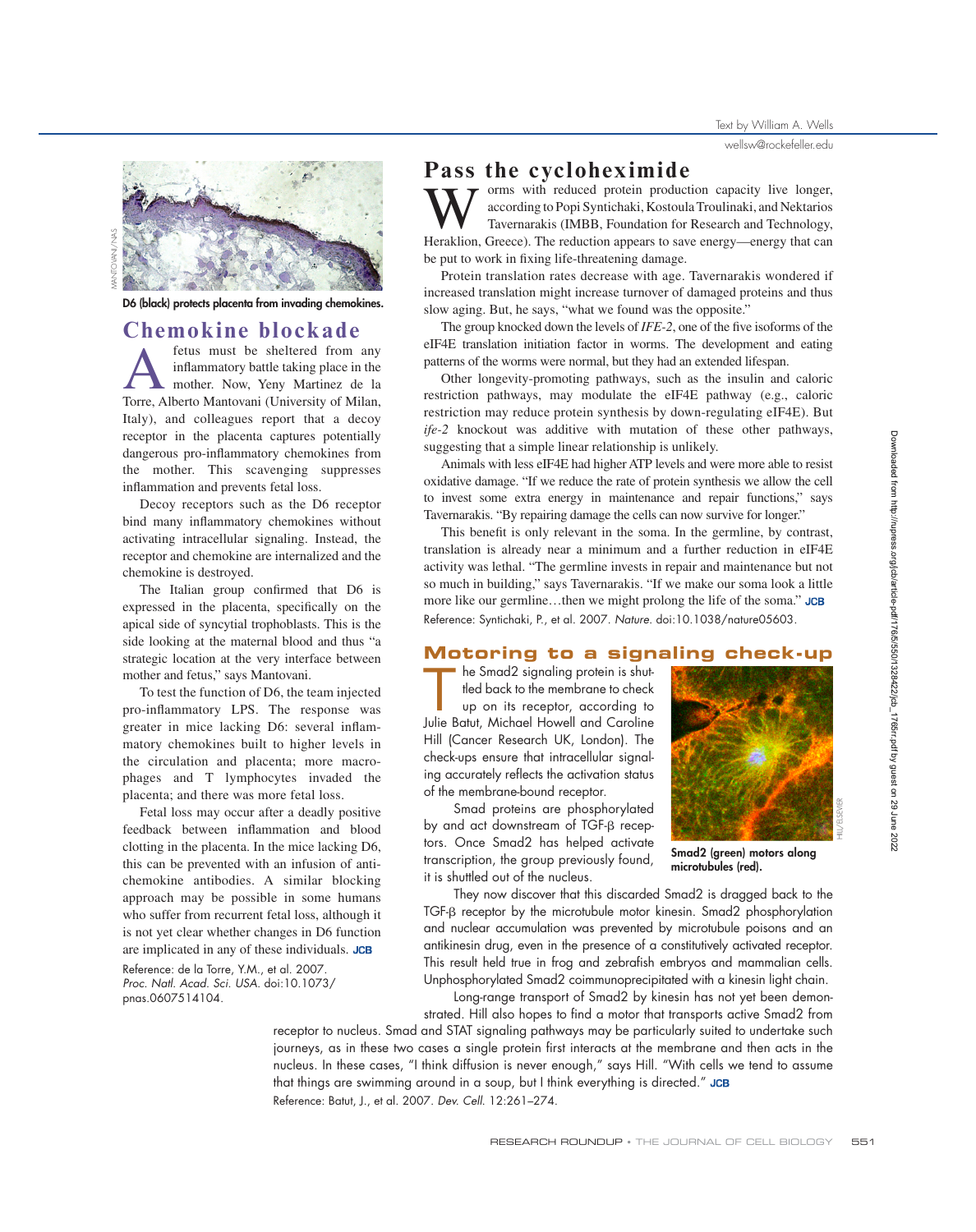Text by William A. Wells
wellsw@rockefeller.edu

D6 (black) protects placenta from invading chemokines.

## Chemokine blockade

A fetus must be sheltered from any inflammatory battle taking place in the mother. Now, Yeny Martinez de la Torre, Alberto Mantovani (University of Milan, Italy), and colleagues report that a decoy receptor in the placenta captures potentially dangerous pro-inflammatory chemokines from the mother. This scavenging suppresses inflammation and prevents fetal loss.

Decoy receptors such as the D6 receptor bind many inflammatory chemokines without activating intracellular signaling. Instead, the receptor and chemokine are internalized and the chemokine is destroyed.

The Italian group confirmed that D6 is expressed in the placenta, specifically on the apical side of syncytial trophoblasts. This is the side looking at the maternal blood and thus "a strategic location at the very interface between mother and fetus," says Mantovani.

To test the function of D6, the team injected pro-inflammatory LPS. The response was greater in mice lacking D6: several inflammatory chemokines built to higher levels in the circulation and placenta; more macrophages and T lymphocytes invaded the placenta; and there was more fetal loss.

Fetal loss may occur after a deadly positive feedback between inflammation and blood clotting in the placenta. In the mice lacking D6, this can be prevented with an infusion of anti-chemokine antibodies. A similar blocking approach may be possible in some humans who suffer from recurrent fetal loss, although it is not yet clear whether changes in D6 function are implicated in any of these individuals. JCB

Reference: de la Torre, Y.M., et al. 2007. *Proc. Natl. Acad. Sci. USA.* doi:10.1073/pnas.0607514104.

## Pass the cycloheximide

Worms with reduced protein production capacity live longer, according to Popi Syntichaki, Kostoula Troulinaki, and Nektarios Tavernarakis (IMBB, Foundation for Research and Technology, Heraklion, Greece). The reduction appears to save energy—energy that can be put to work in fixing life-threatening damage.

Protein translation rates decrease with age. Tavernarakis wondered if increased translation might increase turnover of damaged proteins and thus slow aging. But, he says, "what we found was the opposite."

The group knocked down the levels of *IFE-2*, one of the five isoforms of the eIF4E translation initiation factor in worms. The development and eating patterns of the worms were normal, but they had an extended lifespan.

Other longevity-promoting pathways, such as the insulin and caloric restriction pathways, may modulate the eIF4E pathway (e.g., caloric restriction may reduce protein synthesis by down-regulating eIF4E). But *ife-2* knockout was additive with mutation of these other pathways, suggesting that a simple linear relationship is unlikely.

Animals with less eIF4E had higher ATP levels and were more able to resist oxidative damage. "If we reduce the rate of protein synthesis we allow the cell to invest some extra energy in maintenance and repair functions," says Tavernarakis. "By repairing damage the cells can now survive for longer."

This benefit is only relevant in the soma. In the germline, by contrast, translation is already near a minimum and a further reduction in eIF4E activity was lethal. "The germline invests in repair and maintenance but not so much in building," says Tavernarakis. "If we make our soma look a little more like our germline…then we might prolong the life of the soma." JCB

Reference: Syntichaki, P., et al. 2007. *Nature.* doi:10.1038/nature05603.

## Motoring to a signaling check-up

The Smad2 signaling protein is shuttled back to the membrane to check up on its receptor, according to Julie Batut, Michael Howell and Caroline Hill (Cancer Research UK, London). The check-ups ensure that intracellular signaling accurately reflects the activation status of the membrane-bound receptor.

Smad proteins are phosphorylated by and act downstream of TGF-β receptors. Once Smad2 has helped activate transcription, the group previously found, it is shuttled out of the nucleus.

Smad2 (green) motors along microtubules (red).

They now discover that this discarded Smad2 is dragged back to the TGF-β receptor by the microtubule motor kinesin. Smad2 phosphorylation and nuclear accumulation was prevented by microtubule poisons and an antikinesin drug, even in the presence of a constitutively activated receptor. This result held true in frog and zebrafish embryos and mammalian cells. Unphosphorylated Smad2 coimmunoprecipitated with a kinesin light chain.

Long-range transport of Smad2 by kinesin has not yet been demonstrated. Hill also hopes to find a motor that transports active Smad2 from receptor to nucleus. Smad and STAT signaling pathways may be particularly suited to undertake such journeys, as in these two cases a single protein first interacts at the membrane and then acts in the nucleus. In these cases, "I think diffusion is never enough," says Hill. "With cells we tend to assume that things are swimming around in a soup, but I think everything is directed." JCB

Reference: Batut, J., et al. 2007. *Dev. Cell.* 12:261–274.